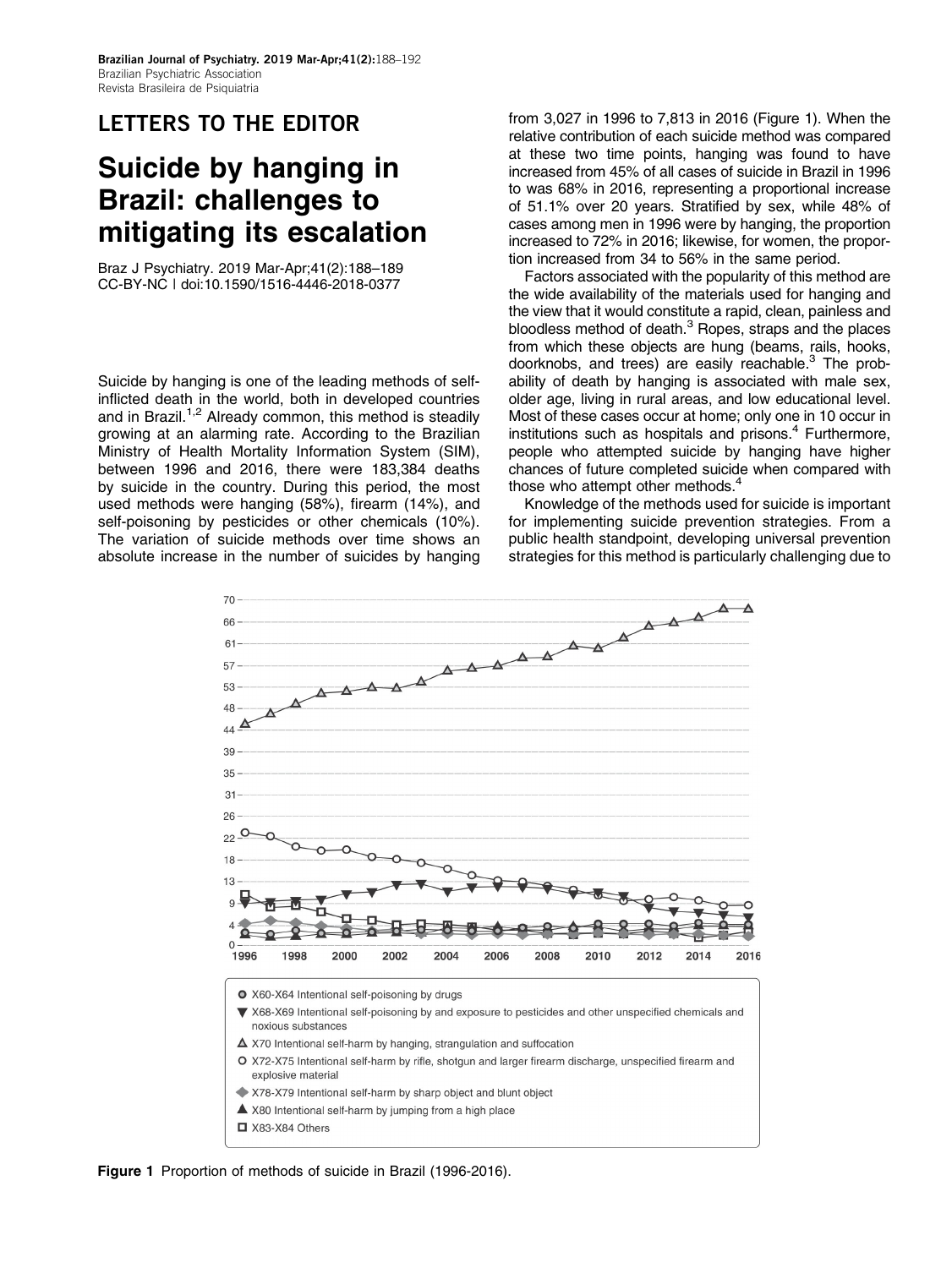## LETTERS TO THE EDITOR

# Suicide by hanging in Brazil: challenges to mitigating its escalation

Braz J Psychiatry. 2019 Mar-Apr;41(2):188–189
CC-BY-NC | doi:10.1590/1516-4446-2018-0377

Suicide by hanging is one of the leading methods of self-inflicted death in the world, both in developed countries and in Brazil.[1,2] Already common, this method is steadily growing at an alarming rate. According to the Brazilian Ministry of Health Mortality Information System (SIM), between 1996 and 2016, there were 183,384 deaths by suicide in the country. During this period, the most used methods were hanging (58%), firearm (14%), and self-poisoning by pesticides or other chemicals (10%). The variation of suicide methods over time shows an absolute increase in the number of suicides by hanging from 3,027 in 1996 to 7,813 in 2016 (Figure 1). When the relative contribution of each suicide method was compared at these two time points, hanging was found to have increased from 45% of all cases of suicide in Brazil in 1996 to was 68% in 2016, representing a proportional increase of 51.1% over 20 years. Stratified by sex, while 48% of cases among men in 1996 were by hanging, the proportion increased to 72% in 2016; likewise, for women, the proportion increased from 34 to 56% in the same period.

Factors associated with the popularity of this method are the wide availability of the materials used for hanging and the view that it would constitute a rapid, clean, painless and bloodless method of death.[3] Ropes, straps and the places from which these objects are hung (beams, rails, hooks, doorknobs, and trees) are easily reachable.[3] The probability of death by hanging is associated with male sex, older age, living in rural areas, and low educational level. Most of these cases occur at home; only one in 10 occur in institutions such as hospitals and prisons.[4] Furthermore, people who attempted suicide by hanging have higher chances of future completed suicide when compared with those who attempt other methods.[4]

Knowledge of the methods used for suicide is important for implementing suicide prevention strategies. From a public health standpoint, developing universal prevention strategies for this method is particularly challenging due to

- X60-X64 Intentional self-poisoning by drugs
- X68-X69 Intentional self-poisoning by and exposure to pesticides and other unspecified chemicals and noxious substances
- X70 Intentional self-harm by hanging, strangulation and suffocation
- X72-X75 Intentional self-harm by rifle, shotgun and larger firearm discharge, unspecified firearm and explosive material
- X78-X79 Intentional self-harm by sharp object and blunt object
- X80 Intentional self-harm by jumping from a high place
- X83-X84 Others

**Figure 1** Proportion of methods of suicide in Brazil (1996-2016).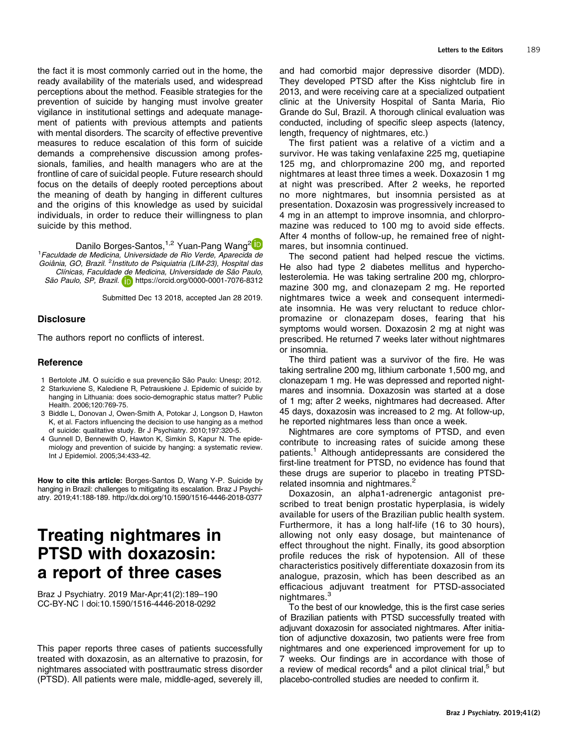the fact it is most commonly carried out in the home, the ready availability of the materials used, and widespread perceptions about the method. Feasible strategies for the prevention of suicide by hanging must involve greater vigilance in institutional settings and adequate management of patients with previous attempts and patients with mental disorders. The scarcity of effective preventive measures to reduce escalation of this form of suicide demands a comprehensive discussion among professionals, families, and health managers who are at the frontline of care of suicidal people. Future research should focus on the details of deeply rooted perceptions about the meaning of death by hanging in different cultures and the origins of this knowledge as used by suicidal individuals, in order to reduce their willingness to plan suicide by this method.

Danilo Borges-Santos,[1,2] Yuan-Pang Wang[2]

[1]*Faculdade de Medicina, Universidade de Rio Verde, Aparecida de Goiânia, GO, Brazil.* [2]*Instituto de Psiquiatria (LIM-23), Hospital das Clínicas, Faculdade de Medicina, Universidade de São Paulo, São Paulo, SP, Brazil.* https://orcid.org/0000-0001-7076-8312

Submitted Dec 13 2018, accepted Jan 28 2019.

## Disclosure

The authors report no conflicts of interest.

## Reference

1 Bertolote JM. O suicídio e sua prevenção São Paulo: Unesp; 2012.
2 Starkuviene S, Kalediene R, Petrauskiene J. Epidemic of suicide by hanging in Lithuania: does socio-demographic status matter? Public Health. 2006;120:769-75.
3 Biddle L, Donovan J, Owen-Smith A, Potokar J, Longson D, Hawton K, et al. Factors influencing the decision to use hanging as a method of suicide: qualitative study. Br J Psychiatry. 2010;197:320-5.
4 Gunnell D, Bennewith O, Hawton K, Simkin S, Kapur N. The epidemiology and prevention of suicide by hanging: a systematic review. Int J Epidemiol. 2005;34:433-42.

**How to cite this article:** Borges-Santos D, Wang Y-P. Suicide by hanging in Brazil: challenges to mitigating its escalation. Braz J Psychiatry. 2019;41:188-189. http://dx.doi.org/10.1590/1516-4446-2018-0377

# Treating nightmares in PTSD with doxazosin: a report of three cases

Braz J Psychiatry. 2019 Mar-Apr;41(2):189–190
CC-BY-NC | doi:10.1590/1516-4446-2018-0292

This paper reports three cases of patients successfully treated with doxazosin, as an alternative to prazosin, for nightmares associated with posttraumatic stress disorder (PTSD). All patients were male, middle-aged, severely ill, and had comorbid major depressive disorder (MDD). They developed PTSD after the Kiss nightclub fire in 2013, and were receiving care at a specialized outpatient clinic at the University Hospital of Santa Maria, Rio Grande do Sul, Brazil. A thorough clinical evaluation was conducted, including of specific sleep aspects (latency, length, frequency of nightmares, etc.)

The first patient was a relative of a victim and a survivor. He was taking venlafaxine 225 mg, quetiapine 125 mg, and chlorpromazine 200 mg, and reported nightmares at least three times a week. Doxazosin 1 mg at night was prescribed. After 2 weeks, he reported no more nightmares, but insomnia persisted as at presentation. Doxazosin was progressively increased to 4 mg in an attempt to improve insomnia, and chlorpromazine was reduced to 100 mg to avoid side effects. After 4 months of follow-up, he remained free of nightmares, but insomnia continued.

The second patient had helped rescue the victims. He also had type 2 diabetes mellitus and hypercholesterolemia. He was taking sertraline 200 mg, chlorpromazine 300 mg, and clonazepam 2 mg. He reported nightmares twice a week and consequent intermediate insomnia. He was very reluctant to reduce chlorpromazine or clonazepam doses, fearing that his symptoms would worsen. Doxazosin 2 mg at night was prescribed. He returned 7 weeks later without nightmares or insomnia.

The third patient was a survivor of the fire. He was taking sertraline 200 mg, lithium carbonate 1,500 mg, and clonazepam 1 mg. He was depressed and reported nightmares and insomnia. Doxazosin was started at a dose of 1 mg; after 2 weeks, nightmares had decreased. After 45 days, doxazosin was increased to 2 mg. At follow-up, he reported nightmares less than once a week.

Nightmares are core symptoms of PTSD, and even contribute to increasing rates of suicide among these patients.[1] Although antidepressants are considered the first-line treatment for PTSD, no evidence has found that these drugs are superior to placebo in treating PTSD-related insomnia and nightmares.[2]

Doxazosin, an alpha1-adrenergic antagonist prescribed to treat benign prostatic hyperplasia, is widely available for users of the Brazilian public health system. Furthermore, it has a long half-life (16 to 30 hours), allowing not only easy dosage, but maintenance of effect throughout the night. Finally, its good absorption profile reduces the risk of hypotension. All of these characteristics positively differentiate doxazosin from its analogue, prazosin, which has been described as an efficacious adjuvant treatment for PTSD-associated nightmares.[3]

To the best of our knowledge, this is the first case series of Brazilian patients with PTSD successfully treated with adjuvant doxazosin for associated nightmares. After initiation of adjunctive doxazosin, two patients were free from nightmares and one experienced improvement for up to 7 weeks. Our findings are in accordance with those of a review of medical records[4] and a pilot clinical trial,[5] but placebo-controlled studies are needed to confirm it.